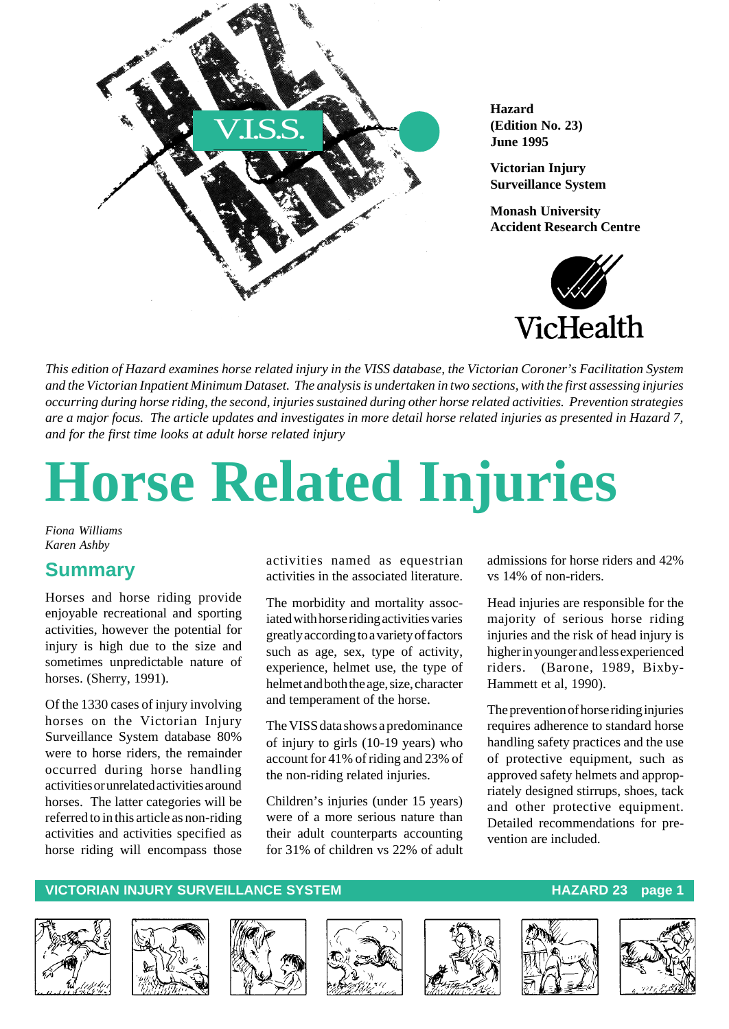**Hazard**
**(Edition No. 23)**
**June 1995**

**Victorian Injury Surveillance System**

**Monash University Accident Research Centre**

*This edition of Hazard examines horse related injury in the VISS database, the Victorian Coroner's Facilitation System and the Victorian Inpatient Minimum Dataset. The analysis is undertaken in two sections, with the first assessing injuries occurring during horse riding, the second, injuries sustained during other horse related activities. Prevention strategies are a major focus. The article updates and investigates in more detail horse related injuries as presented in Hazard 7, and for the first time looks at adult horse related injury*

# Horse Related Injuries

*Fiona Williams*
*Karen Ashby*

## Summary

Horses and horse riding provide enjoyable recreational and sporting activities, however the potential for injury is high due to the size and sometimes unpredictable nature of horses. (Sherry, 1991).

Of the 1330 cases of injury involving horses on the Victorian Injury Surveillance System database 80% were to horse riders, the remainder occurred during horse handling activities or unrelated activities around horses. The latter categories will be referred to in this article as non-riding activities and activities specified as horse riding will encompass those activities named as equestrian activities in the associated literature.

The morbidity and mortality associated with horse riding activities varies greatly according to a variety of factors such as age, sex, type of activity, experience, helmet use, the type of helmet and both the age, size, character and temperament of the horse.

The VISS data shows a predominance of injury to girls (10-19 years) who account for 41% of riding and 23% of the non-riding related injuries.

Children's injuries (under 15 years) were of a more serious nature than their adult counterparts accounting for 31% of children vs 22% of adult admissions for horse riders and 42% vs 14% of non-riders.

Head injuries are responsible for the majority of serious horse riding injuries and the risk of head injury is higher in younger and less experienced riders. (Barone, 1989, Bixby-Hammett et al, 1990).

The prevention of horse riding injuries requires adherence to standard horse handling safety practices and the use of protective equipment, such as approved safety helmets and appropriately designed stirrups, shoes, tack and other protective equipment. Detailed recommendations for prevention are included.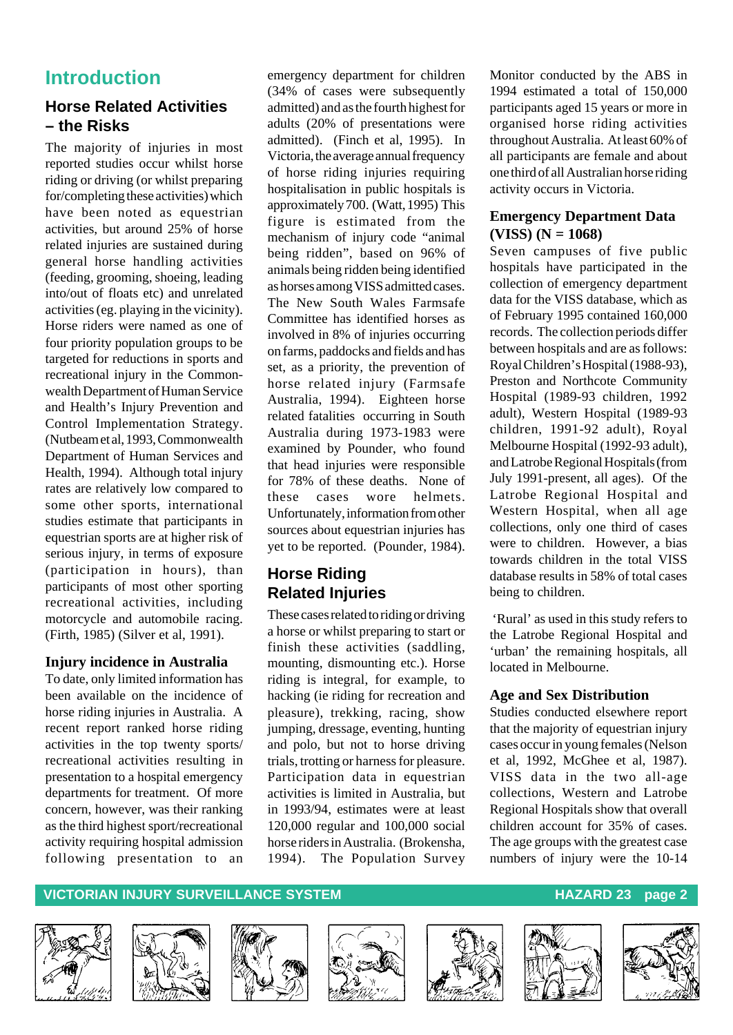# Introduction

## Horse Related Activities – the Risks

The majority of injuries in most reported studies occur whilst horse riding or driving (or whilst preparing for/completing these activities) which have been noted as equestrian activities, but around 25% of horse related injuries are sustained during general horse handling activities (feeding, grooming, shoeing, leading into/out of floats etc) and unrelated activities (eg. playing in the vicinity). Horse riders were named as one of four priority population groups to be targeted for reductions in sports and recreational injury in the Commonwealth Department of Human Service and Health's Injury Prevention and Control Implementation Strategy. (Nutbeam et al, 1993, Commonwealth Department of Human Services and Health, 1994). Although total injury rates are relatively low compared to some other sports, international studies estimate that participants in equestrian sports are at higher risk of serious injury, in terms of exposure (participation in hours), than participants of most other sporting recreational activities, including motorcycle and automobile racing. (Firth, 1985) (Silver et al, 1991).

### Injury incidence in Australia

To date, only limited information has been available on the incidence of horse riding injuries in Australia. A recent report ranked horse riding activities in the top twenty sports/recreational activities resulting in presentation to a hospital emergency departments for treatment. Of more concern, however, was their ranking as the third highest sport/recreational activity requiring hospital admission following presentation to an emergency department for children (34% of cases were subsequently admitted) and as the fourth highest for adults (20% of presentations were admitted). (Finch et al, 1995). In Victoria, the average annual frequency of horse riding injuries requiring hospitalisation in public hospitals is approximately 700. (Watt, 1995) This figure is estimated from the mechanism of injury code "animal being ridden", based on 96% of animals being ridden being identified as horses among VISS admitted cases. The New South Wales Farmsafe Committee has identified horses as involved in 8% of injuries occurring on farms, paddocks and fields and has set, as a priority, the prevention of horse related injury (Farmsafe Australia, 1994). Eighteen horse related fatalities occurring in South Australia during 1973-1983 were examined by Pounder, who found that head injuries were responsible for 78% of these deaths. None of these cases wore helmets. Unfortunately, information from other sources about equestrian injuries has yet to be reported. (Pounder, 1984).

## Horse Riding Related Injuries

These cases related to riding or driving a horse or whilst preparing to start or finish these activities (saddling, mounting, dismounting etc.). Horse riding is integral, for example, to hacking (ie riding for recreation and pleasure), trekking, racing, show jumping, dressage, eventing, hunting and polo, but not to horse driving trials, trotting or harness for pleasure. Participation data in equestrian activities is limited in Australia, but in 1993/94, estimates were at least 120,000 regular and 100,000 social horse riders in Australia. (Brokensha, 1994). The Population Survey Monitor conducted by the ABS in 1994 estimated a total of 150,000 participants aged 15 years or more in organised horse riding activities throughout Australia. At least 60% of all participants are female and about one third of all Australian horse riding activity occurs in Victoria.

### Emergency Department Data (VISS) (N = 1068)

Seven campuses of five public hospitals have participated in the collection of emergency department data for the VISS database, which as of February 1995 contained 160,000 records. The collection periods differ between hospitals and are as follows: Royal Children's Hospital (1988-93), Preston and Northcote Community Hospital (1989-93 children, 1992 adult), Western Hospital (1989-93 children, 1991-92 adult), Royal Melbourne Hospital (1992-93 adult), and Latrobe Regional Hospitals (from July 1991-present, all ages). Of the Latrobe Regional Hospital and Western Hospital, when all age collections, only one third of cases were to children. However, a bias towards children in the total VISS database results in 58% of total cases being to children.

'Rural' as used in this study refers to the Latrobe Regional Hospital and 'urban' the remaining hospitals, all located in Melbourne.

### Age and Sex Distribution

Studies conducted elsewhere report that the majority of equestrian injury cases occur in young females (Nelson et al, 1992, McGhee et al, 1987). VISS data in the two all-age collections, Western and Latrobe Regional Hospitals show that overall children account for 35% of cases. The age groups with the greatest case numbers of injury were the 10-14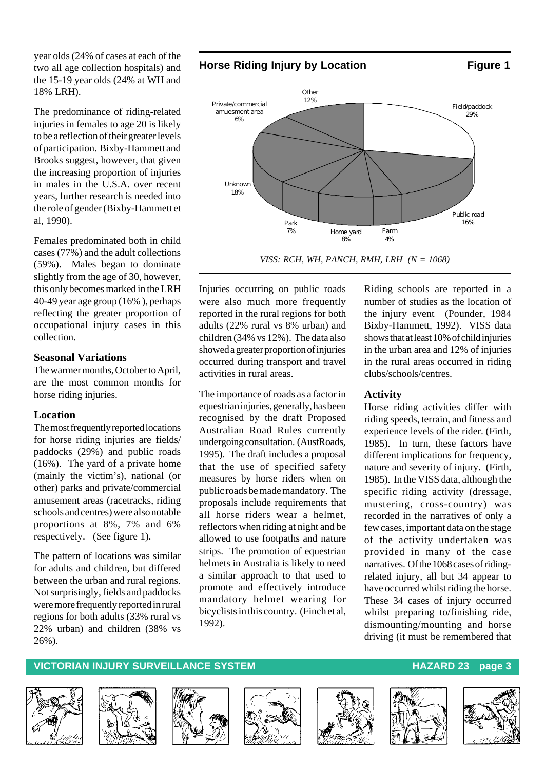year olds (24% of cases at each of the two all age collection hospitals) and the 15-19 year olds (24% at WH and 18% LRH).

The predominance of riding-related injuries in females to age 20 is likely to be a reflection of their greater levels of participation. Bixby-Hammett and Brooks suggest, however, that given the increasing proportion of injuries in males in the U.S.A. over recent years, further research is needed into the role of gender (Bixby-Hammett et al, 1990).

Females predominated both in child cases (77%) and the adult collections (59%). Males began to dominate slightly from the age of 30, however, this only becomes marked in the LRH 40-49 year age group (16% ), perhaps reflecting the greater proportion of occupational injury cases in this collection.

### Seasonal Variations

The warmer months, October to April, are the most common months for horse riding injuries.

### Location

The most frequently reported locations for horse riding injuries are fields/ paddocks (29%) and public roads (16%). The yard of a private home (mainly the victim's), national (or other) parks and private/commercial amusement areas (racetracks, riding schools and centres) were also notable proportions at 8%, 7% and 6% respectively. (See figure 1).

The pattern of locations was similar for adults and children, but differed between the urban and rural regions. Not surprisingly, fields and paddocks were more frequently reported in rural regions for both adults (33% rural vs 22% urban) and children (38% vs 26%).

**Horse Riding Injury by Location** **Figure 1**

| Location | % |
|---|---|
| Field/paddock | 29% |
| Public road | 16% |
| Farm | 4% |
| Home yard | 8% |
| Park | 7% |
| Unknown | 18% |
| Private/commercial amuesment area | 6% |
| Other | 12% |

*VISS: RCH, WH, PANCH, RMH, LRH (N = 1068)*

Injuries occurring on public roads were also much more frequently reported in the rural regions for both adults (22% rural vs 8% urban) and children (34% vs 12%). The data also showed a greater proportion of injuries occurred during transport and travel activities in rural areas.

The importance of roads as a factor in equestrian injuries, generally, has been recognised by the draft Proposed Australian Road Rules currently undergoing consultation. (AustRoads, 1995). The draft includes a proposal that the use of specified safety measures by horse riders when on public roads be made mandatory. The proposals include requirements that all horse riders wear a helmet, reflectors when riding at night and be allowed to use footpaths and nature strips. The promotion of equestrian helmets in Australia is likely to need a similar approach to that used to promote and effectively introduce mandatory helmet wearing for bicyclists in this country. (Finch et al, 1992).

Riding schools are reported in a number of studies as the location of the injury event (Pounder, 1984 Bixby-Hammett, 1992). VISS data shows that at least 10% of child injuries in the urban area and 12% of injuries in the rural areas occurred in riding clubs/schools/centres.

### Activity

Horse riding activities differ with riding speeds, terrain, and fitness and experience levels of the rider. (Firth, 1985). In turn, these factors have different implications for frequency, nature and severity of injury. (Firth, 1985). In the VISS data, although the specific riding activity (dressage, mustering, cross-country) was recorded in the narratives of only a few cases, important data on the stage of the activity undertaken was provided in many of the case narratives. Of the 1068 cases of riding-related injury, all but 34 appear to have occurred whilst riding the horse. These 34 cases of injury occurred whilst preparing to/finishing ride, dismounting/mounting and horse driving (it must be remembered that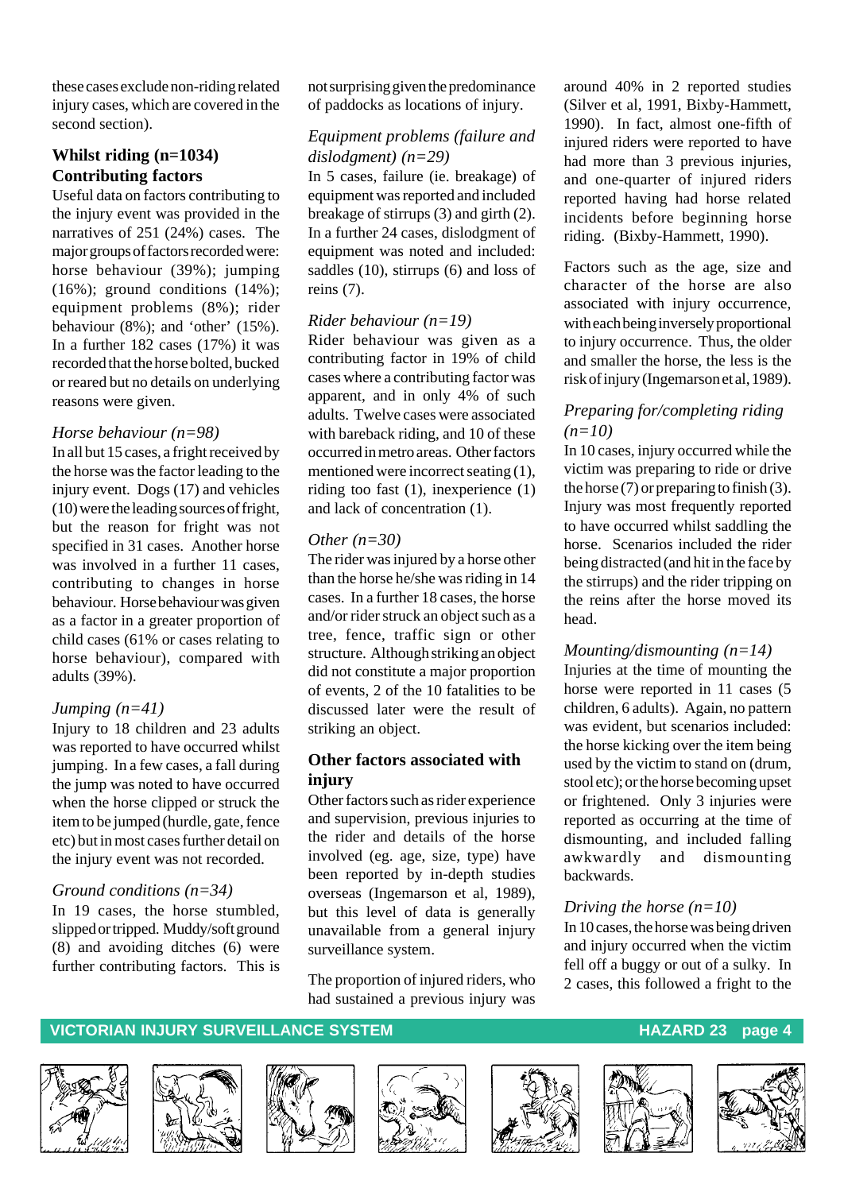these cases exclude non-riding related injury cases, which are covered in the second section).

## Whilst riding (n=1034)

### Contributing factors

Useful data on factors contributing to the injury event was provided in the narratives of 251 (24%) cases. The major groups of factors recorded were: horse behaviour (39%); jumping (16%); ground conditions (14%); equipment problems (8%); rider behaviour (8%); and 'other' (15%). In a further 182 cases (17%) it was recorded that the horse bolted, bucked or reared but no details on underlying reasons were given.

*Horse behaviour (n=98)*

In all but 15 cases, a fright received by the horse was the factor leading to the injury event. Dogs (17) and vehicles (10) were the leading sources of fright, but the reason for fright was not specified in 31 cases. Another horse was involved in a further 11 cases, contributing to changes in horse behaviour. Horse behaviour was given as a factor in a greater proportion of child cases (61% or cases relating to horse behaviour), compared with adults (39%).

*Jumping (n=41)*

Injury to 18 children and 23 adults was reported to have occurred whilst jumping. In a few cases, a fall during the jump was noted to have occurred when the horse clipped or struck the item to be jumped (hurdle, gate, fence etc) but in most cases further detail on the injury event was not recorded.

*Ground conditions (n=34)*

In 19 cases, the horse stumbled, slipped or tripped. Muddy/soft ground (8) and avoiding ditches (6) were further contributing factors. This is not surprising given the predominance of paddocks as locations of injury.

*Equipment problems (failure and dislodgment) (n=29)*

In 5 cases, failure (ie. breakage) of equipment was reported and included breakage of stirrups (3) and girth (2). In a further 24 cases, dislodgment of equipment was noted and included: saddles (10), stirrups (6) and loss of reins (7).

*Rider behaviour (n=19)*

Rider behaviour was given as a contributing factor in 19% of child cases where a contributing factor was apparent, and in only 4% of such adults. Twelve cases were associated with bareback riding, and 10 of these occurred in metro areas. Other factors mentioned were incorrect seating (1), riding too fast (1), inexperience (1) and lack of concentration (1).

*Other (n=30)*

The rider was injured by a horse other than the horse he/she was riding in 14 cases. In a further 18 cases, the horse and/or rider struck an object such as a tree, fence, traffic sign or other structure. Although striking an object did not constitute a major proportion of events, 2 of the 10 fatalities to be discussed later were the result of striking an object.

### Other factors associated with injury

Other factors such as rider experience and supervision, previous injuries to the rider and details of the horse involved (eg. age, size, type) have been reported by in-depth studies overseas (Ingemarson et al, 1989), but this level of data is generally unavailable from a general injury surveillance system.

The proportion of injured riders, who had sustained a previous injury was around 40% in 2 reported studies (Silver et al, 1991, Bixby-Hammett, 1990). In fact, almost one-fifth of injured riders were reported to have had more than 3 previous injuries, and one-quarter of injured riders reported having had horse related incidents before beginning horse riding. (Bixby-Hammett, 1990).

Factors such as the age, size and character of the horse are also associated with injury occurrence, with each being inversely proportional to injury occurrence. Thus, the older and smaller the horse, the less is the risk of injury (Ingemarson et al, 1989).

*Preparing for/completing riding (n=10)*

In 10 cases, injury occurred while the victim was preparing to ride or drive the horse (7) or preparing to finish (3). Injury was most frequently reported to have occurred whilst saddling the horse. Scenarios included the rider being distracted (and hit in the face by the stirrups) and the rider tripping on the reins after the horse moved its head.

*Mounting/dismounting (n=14)*

Injuries at the time of mounting the horse were reported in 11 cases (5 children, 6 adults). Again, no pattern was evident, but scenarios included: the horse kicking over the item being used by the victim to stand on (drum, stool etc); or the horse becoming upset or frightened. Only 3 injuries were reported as occurring at the time of dismounting, and included falling awkwardly and dismounting backwards.

*Driving the horse (n=10)*

In 10 cases, the horse was being driven and injury occurred when the victim fell off a buggy or out of a sulky. In 2 cases, this followed a fright to the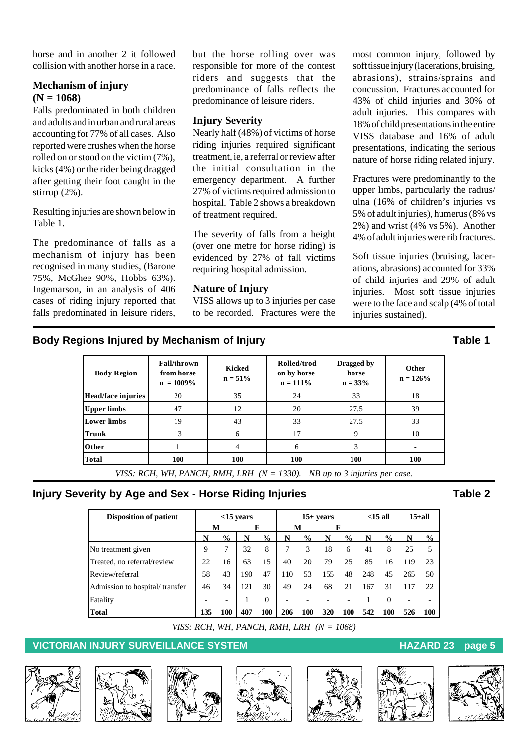horse and in another 2 it followed collision with another horse in a race.

### Mechanism of injury (N = 1068)

Falls predominated in both children and adults and in urban and rural areas accounting for 77% of all cases. Also reported were crushes when the horse rolled on or stood on the victim (7%), kicks (4%) or the rider being dragged after getting their foot caught in the stirrup (2%).

Resulting injuries are shown below in Table 1.

The predominance of falls as a mechanism of injury has been recognised in many studies, (Barone 75%, McGhee 90%, Hobbs 63%). Ingemarson, in an analysis of 406 cases of riding injury reported that falls predominated in leisure riders, but the horse rolling over was responsible for more of the contest riders and suggests that the predominance of falls reflects the predominance of leisure riders.

### Injury Severity

Nearly half (48%) of victims of horse riding injuries required significant treatment, ie, a referral or review after the initial consultation in the emergency department. A further 27% of victims required admission to hospital. Table 2 shows a breakdown of treatment required.

The severity of falls from a height (over one metre for horse riding) is evidenced by 27% of fall victims requiring hospital admission.

### Nature of Injury

VISS allows up to 3 injuries per case to be recorded. Fractures were the most common injury, followed by soft tissue injury (lacerations, bruising, abrasions), strains/sprains and concussion. Fractures accounted for 43% of child injuries and 30% of adult injuries. This compares with 18% of child presentations in the entire VISS database and 16% of adult presentations, indicating the serious nature of horse riding related injury.

Fractures were predominantly to the upper limbs, particularly the radius/ ulna (16% of children's injuries vs 5% of adult injuries), humerus (8% vs 2%) and wrist (4% vs 5%). Another 4% of adult injuries were rib fractures.

Soft tissue injuries (bruising, lacerations, abrasions) accounted for 33% of child injuries and 29% of adult injuries. Most soft tissue injuries were to the face and scalp (4% of total injuries sustained).

## Body Regions Injured by Mechanism of Injury — Table 1

| Body Region | Fall/thrown from horse n = 1009% | Kicked n = 51% | Rolled/trod on by horse n = 111% | Dragged by horse n = 33% | Other n = 126% |
|---|---|---|---|---|---|
| **Head/face injuries** | 20 | 35 | 24 | 33 | 18 |
| **Upper limbs** | 47 | 12 | 20 | 27.5 | 39 |
| **Lower limbs** | 19 | 43 | 33 | 27.5 | 33 |
| **Trunk** | 13 | 6 | 17 | 9 | 10 |
| **Other** | 1 | 4 | 6 | 3 | - |
| **Total** | **100** | **100** | **100** | **100** | **100** |

*VISS: RCH, WH, PANCH, RMH, LRH (N = 1330). NB up to 3 injuries per case.*

## Injury Severity by Age and Sex - Horse Riding Injuries — Table 2

| Disposition of patient | <15 years | | | | 15+ years | | | | <15 all | | 15+all | |
|---|---|---|---|---|---|---|---|---|---|---|---|---|
| | M | | F | | M | | F | | | | | |
| | N | % | N | % | N | % | N | % | N | % | N | % |
| No treatment given | 9 | 7 | 32 | 8 | 7 | 3 | 18 | 6 | 41 | 8 | 25 | 5 |
| Treated, no referral/review | 22 | 16 | 63 | 15 | 40 | 20 | 79 | 25 | 85 | 16 | 119 | 23 |
| Review/referral | 58 | 43 | 190 | 47 | 110 | 53 | 155 | 48 | 248 | 45 | 265 | 50 |
| Admission to hospital/ transfer | 46 | 34 | 121 | 30 | 49 | 24 | 68 | 21 | 167 | 31 | 117 | 22 |
| Fatality | - | - | 1 | 0 | - | - | - | - | 1 | 0 | - | - |
| **Total** | **135** | **100** | **407** | **100** | **206** | **100** | **320** | **100** | **542** | **100** | **526** | **100** |

*VISS: RCH, WH, PANCH, RMH, LRH (N = 1068)*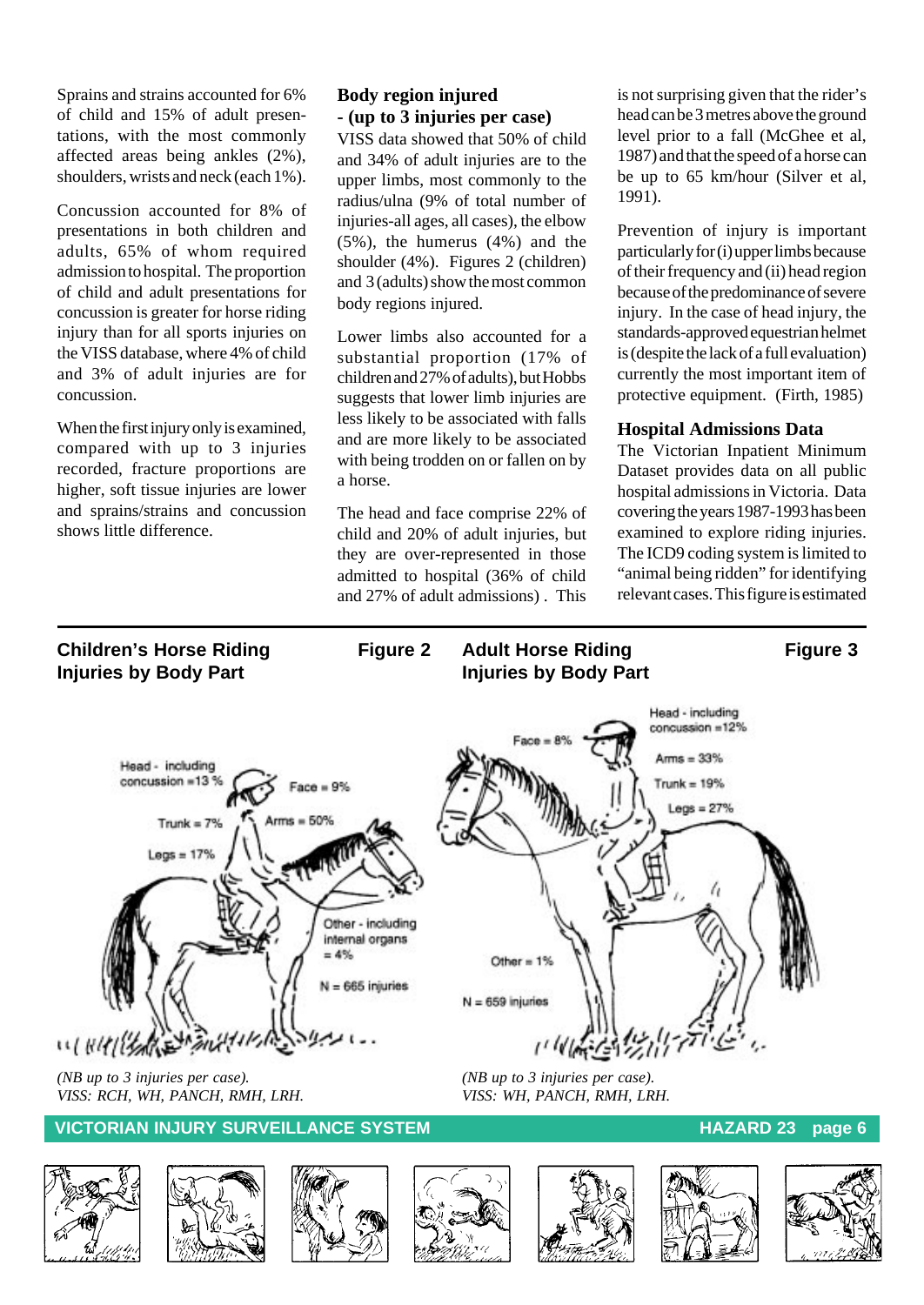Sprains and strains accounted for 6% of child and 15% of adult presentations, with the most commonly affected areas being ankles (2%), shoulders, wrists and neck (each 1%).

Concussion accounted for 8% of presentations in both children and adults, 65% of whom required admission to hospital. The proportion of child and adult presentations for concussion is greater for horse riding injury than for all sports injuries on the VISS database, where 4% of child and 3% of adult injuries are for concussion.

When the first injury only is examined, compared with up to 3 injuries recorded, fracture proportions are higher, soft tissue injuries are lower and sprains/strains and concussion shows little difference.

### Body region injured - (up to 3 injuries per case)

VISS data showed that 50% of child and 34% of adult injuries are to the upper limbs, most commonly to the radius/ulna (9% of total number of injuries-all ages, all cases), the elbow (5%), the humerus (4%) and the shoulder (4%). Figures 2 (children) and 3 (adults) show the most common body regions injured.

Lower limbs also accounted for a substantial proportion (17% of children and 27% of adults), but Hobbs suggests that lower limb injuries are less likely to be associated with falls and are more likely to be associated with being trodden on or fallen on by a horse.

The head and face comprise 22% of child and 20% of adult injuries, but they are over-represented in those admitted to hospital (36% of child and 27% of adult admissions) . This is not surprising given that the rider's head can be 3 metres above the ground level prior to a fall (McGhee et al, 1987) and that the speed of a horse can be up to 65 km/hour (Silver et al, 1991).

Prevention of injury is important particularly for (i) upper limbs because of their frequency and (ii) head region because of the predominance of severe injury. In the case of head injury, the standards-approved equestrian helmet is (despite the lack of a full evaluation) currently the most important item of protective equipment. (Firth, 1985)

### Hospital Admissions Data

The Victorian Inpatient Minimum Dataset provides data on all public hospital admissions in Victoria. Data covering the years 1987-1993 has been examined to explore riding injuries. The ICD9 coding system is limited to "animal being ridden" for identifying relevant cases. This figure is estimated

**Children's Horse Riding Injuries by Body Part** — **Figure 2**

Head - including concussion = 13 %
Face = 9%
Trunk = 7%
Arms = 50%
Legs = 17%
Other - including internal organs = 4%
N = 665 injuries

*(NB up to 3 injuries per case).*
*VISS: RCH, WH, PANCH, RMH, LRH.*

**Adult Horse Riding Injuries by Body Part** — **Figure 3**

Face = 8%
Head - including concussion = 12%
Arms = 33%
Trunk = 19%
Legs = 27%
Other = 1%
N = 659 injuries

*(NB up to 3 injuries per case).*
*VISS: WH, PANCH, RMH, LRH.*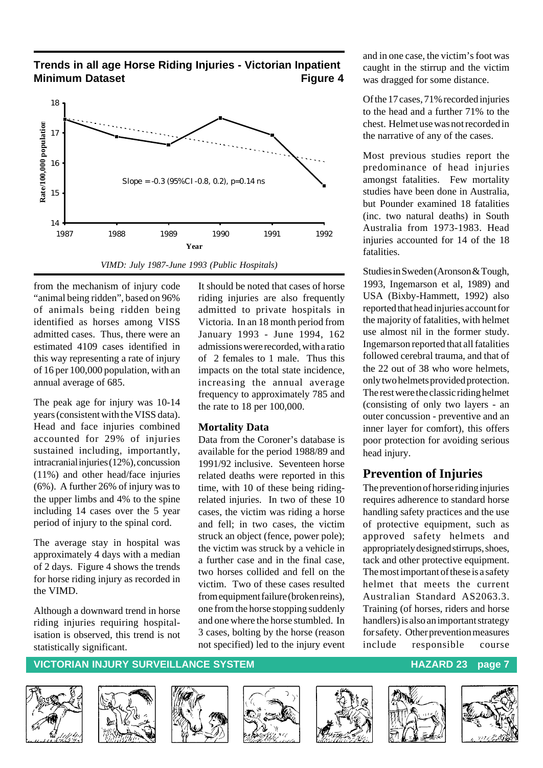**Trends in all age Horse Riding Injuries - Victorian Inpatient Minimum Dataset** **Figure 4**

Slope = -0.3 (95%CI -0.8, 0.2), p=0.14 ns

*VIMD: July 1987-June 1993 (Public Hospitals)*

from the mechanism of injury code "animal being ridden", based on 96% of animals being ridden being identified as horses among VISS admitted cases. Thus, there were an estimated 4109 cases identified in this way representing a rate of injury of 16 per 100,000 population, with an annual average of 685.

The peak age for injury was 10-14 years (consistent with the VISS data). Head and face injuries combined accounted for 29% of injuries sustained including, importantly, intracranial injuries (12%), concussion (11%) and other head/face injuries (6%). A further 26% of injury was to the upper limbs and 4% to the spine including 14 cases over the 5 year period of injury to the spinal cord.

The average stay in hospital was approximately 4 days with a median of 2 days. Figure 4 shows the trends for horse riding injury as recorded in the VIMD.

Although a downward trend in horse riding injuries requiring hospitalisation is observed, this trend is not statistically significant.

It should be noted that cases of horse riding injuries are also frequently admitted to private hospitals in Victoria. In an 18 month period from January 1993 - June 1994, 162 admissions were recorded, with a ratio of 2 females to 1 male. Thus this impacts on the total state incidence, increasing the annual average frequency to approximately 785 and the rate to 18 per 100,000.

## Mortality Data

Data from the Coroner's database is available for the period 1988/89 and 1991/92 inclusive. Seventeen horse related deaths were reported in this time, with 10 of these being riding-related injuries. In two of these 10 cases, the victim was riding a horse and fell; in two cases, the victim struck an object (fence, power pole); the victim was struck by a vehicle in a further case and in the final case, two horses collided and fell on the victim. Two of these cases resulted from equipment failure (broken reins), one from the horse stopping suddenly and one where the horse stumbled. In 3 cases, bolting by the horse (reason not specified) led to the injury event and in one case, the victim's foot was caught in the stirrup and the victim was dragged for some distance.

Of the 17 cases, 71% recorded injuries to the head and a further 71% to the chest. Helmet use was not recorded in the narrative of any of the cases.

Most previous studies report the predominance of head injuries amongst fatalities. Few mortality studies have been done in Australia, but Pounder examined 18 fatalities (inc. two natural deaths) in South Australia from 1973-1983. Head injuries accounted for 14 of the 18 fatalities.

Studies in Sweden (Aronson & Tough, 1993, Ingemarson et al, 1989) and USA (Bixby-Hammett, 1992) also reported that head injuries account for the majority of fatalities, with helmet use almost nil in the former study. Ingemarson reported that all fatalities followed cerebral trauma, and that of the 22 out of 38 who wore helmets, only two helmets provided protection. The rest were the classic riding helmet (consisting of only two layers - an outer concussion - preventive and an inner layer for comfort), this offers poor protection for avoiding serious head injury.

## Prevention of Injuries

The prevention of horse riding injuries requires adherence to standard horse handling safety practices and the use of protective equipment, such as approved safety helmets and appropriately designed stirrups, shoes, tack and other protective equipment. The most important of these is a safety helmet that meets the current Australian Standard AS2063.3. Training (of horses, riders and horse handlers) is also an important strategy for safety. Other prevention measures include responsible course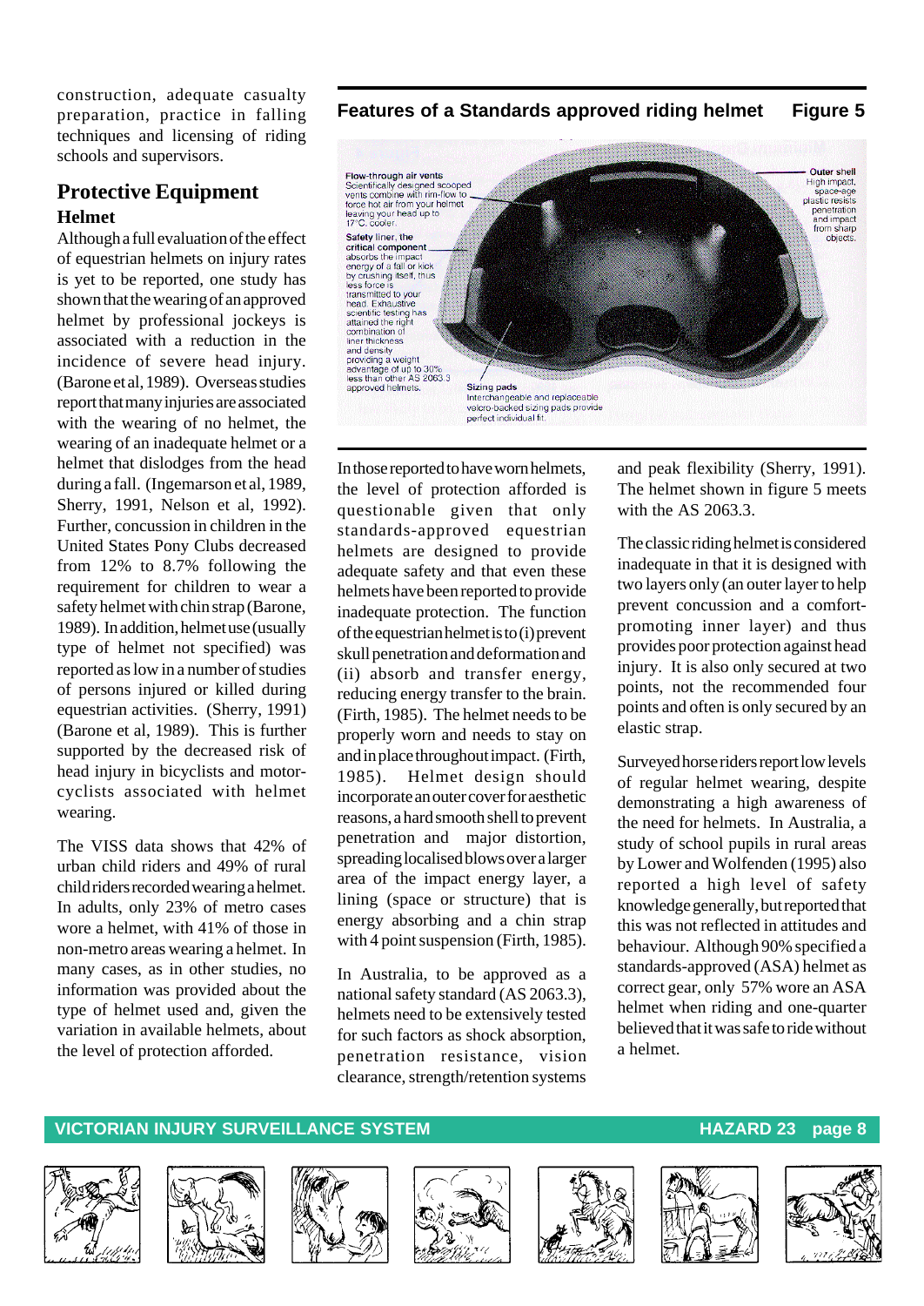construction, adequate casualty preparation, practice in falling techniques and licensing of riding schools and supervisors.

## Protective Equipment

### Helmet

Although a full evaluation of the effect of equestrian helmets on injury rates is yet to be reported, one study has shown that the wearing of an approved helmet by professional jockeys is associated with a reduction in the incidence of severe head injury. (Barone et al, 1989). Overseas studies report that many injuries are associated with the wearing of no helmet, the wearing of an inadequate helmet or a helmet that dislodges from the head during a fall. (Ingemarson et al, 1989, Sherry, 1991, Nelson et al, 1992). Further, concussion in children in the United States Pony Clubs decreased from 12% to 8.7% following the requirement for children to wear a safety helmet with chin strap (Barone, 1989). In addition, helmet use (usually type of helmet not specified) was reported as low in a number of studies of persons injured or killed during equestrian activities. (Sherry, 1991) (Barone et al, 1989). This is further supported by the decreased risk of head injury in bicyclists and motor-cyclists associated with helmet wearing.

The VISS data shows that 42% of urban child riders and 49% of rural child riders recorded wearing a helmet. In adults, only 23% of metro cases wore a helmet, with 41% of those in non-metro areas wearing a helmet. In many cases, as in other studies, no information was provided about the type of helmet used and, given the variation in available helmets, about the level of protection afforded.

**Features of a Standards approved riding helmet — Figure 5**

**Flow-through air vents** Scientifically designed scooped vents combine with rim-flow to force hot air from your helmet leaving your head up to 17°C. cooler.

**Safety liner, the critical component** absorbs the impact energy of a fall or kick by crushing itself, thus less force is transmitted to your head. Exhaustive scientific testing has attained the right combination of liner thickness and density providing a weight advantage of up to 30% less than other AS 2063.3 approved helmets.

**Outer shell** High impact, space-age plastic resists penetration and impact from sharp objects.

**Sizing pads** Interchangeable and replaceable velcro-backed sizing pads provide perfect individual fit.

In those reported to have worn helmets, the level of protection afforded is questionable given that only standards-approved equestrian helmets are designed to provide adequate safety and that even these helmets have been reported to provide inadequate protection. The function of the equestrian helmet is to (i) prevent skull penetration and deformation and (ii) absorb and transfer energy, reducing energy transfer to the brain. (Firth, 1985). The helmet needs to be properly worn and needs to stay on and in place throughout impact. (Firth, 1985). Helmet design should incorporate an outer cover for aesthetic reasons, a hard smooth shell to prevent penetration and major distortion, spreading localised blows over a larger area of the impact energy layer, a lining (space or structure) that is energy absorbing and a chin strap with 4 point suspension (Firth, 1985).

In Australia, to be approved as a national safety standard (AS 2063.3), helmets need to be extensively tested for such factors as shock absorption, penetration resistance, vision clearance, strength/retention systems and peak flexibility (Sherry, 1991). The helmet shown in figure 5 meets with the AS 2063.3.

The classic riding helmet is considered inadequate in that it is designed with two layers only (an outer layer to help prevent concussion and a comfort-promoting inner layer) and thus provides poor protection against head injury. It is also only secured at two points, not the recommended four points and often is only secured by an elastic strap.

Surveyed horse riders report low levels of regular helmet wearing, despite demonstrating a high awareness of the need for helmets. In Australia, a study of school pupils in rural areas by Lower and Wolfenden (1995) also reported a high level of safety knowledge generally, but reported that this was not reflected in attitudes and behaviour. Although 90% specified a standards-approved (ASA) helmet as correct gear, only 57% wore an ASA helmet when riding and one-quarter believed that it was safe to ride without a helmet.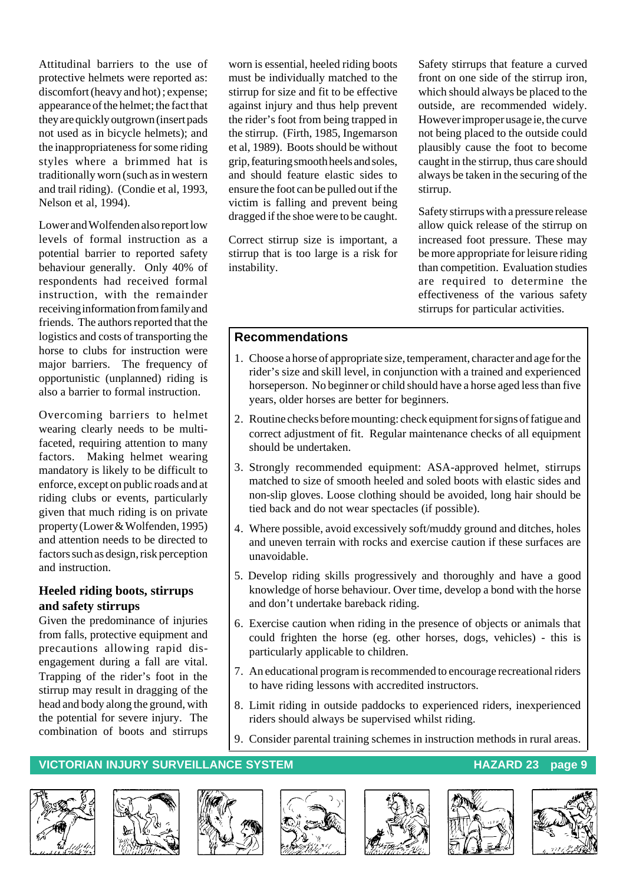Attitudinal barriers to the use of protective helmets were reported as: discomfort (heavy and hot) ; expense; appearance of the helmet; the fact that they are quickly outgrown (insert pads not used as in bicycle helmets); and the inappropriateness for some riding styles where a brimmed hat is traditionally worn (such as in western and trail riding). (Condie et al, 1993, Nelson et al, 1994).

Lower and Wolfenden also report low levels of formal instruction as a potential barrier to reported safety behaviour generally. Only 40% of respondents had received formal instruction, with the remainder receiving information from family and friends. The authors reported that the logistics and costs of transporting the horse to clubs for instruction were major barriers. The frequency of opportunistic (unplanned) riding is also a barrier to formal instruction.

Overcoming barriers to helmet wearing clearly needs to be multi-faceted, requiring attention to many factors. Making helmet wearing mandatory is likely to be difficult to enforce, except on public roads and at riding clubs or events, particularly given that much riding is on private property (Lower & Wolfenden, 1995) and attention needs to be directed to factors such as design, risk perception and instruction.

### Heeled riding boots, stirrups and safety stirrups

Given the predominance of injuries from falls, protective equipment and precautions allowing rapid dis-engagement during a fall are vital. Trapping of the rider's foot in the stirrup may result in dragging of the head and body along the ground, with the potential for severe injury. The combination of boots and stirrups worn is essential, heeled riding boots must be individually matched to the stirrup for size and fit to be effective against injury and thus help prevent the rider's foot from being trapped in the stirrup. (Firth, 1985, Ingemarson et al, 1989). Boots should be without grip, featuring smooth heels and soles, and should feature elastic sides to ensure the foot can be pulled out if the victim is falling and prevent being dragged if the shoe were to be caught.

Correct stirrup size is important, a stirrup that is too large is a risk for instability.

Safety stirrups that feature a curved front on one side of the stirrup iron, which should always be placed to the outside, are recommended widely. However improper usage ie, the curve not being placed to the outside could plausibly cause the foot to become caught in the stirrup, thus care should always be taken in the securing of the stirrup.

Safety stirrups with a pressure release allow quick release of the stirrup on increased foot pressure. These may be more appropriate for leisure riding than competition. Evaluation studies are required to determine the effectiveness of the various safety stirrups for particular activities.

### Recommendations

1. Choose a horse of appropriate size, temperament, character and age for the rider's size and skill level, in conjunction with a trained and experienced horseperson. No beginner or child should have a horse aged less than five years, older horses are better for beginners.
2. Routine checks before mounting: check equipment for signs of fatigue and correct adjustment of fit. Regular maintenance checks of all equipment should be undertaken.
3. Strongly recommended equipment: ASA-approved helmet, stirrups matched to size of smooth heeled and soled boots with elastic sides and non-slip gloves. Loose clothing should be avoided, long hair should be tied back and do not wear spectacles (if possible).
4. Where possible, avoid excessively soft/muddy ground and ditches, holes and uneven terrain with rocks and exercise caution if these surfaces are unavoidable.
5. Develop riding skills progressively and thoroughly and have a good knowledge of horse behaviour. Over time, develop a bond with the horse and don't undertake bareback riding.
6. Exercise caution when riding in the presence of objects or animals that could frighten the horse (eg. other horses, dogs, vehicles) - this is particularly applicable to children.
7. An educational program is recommended to encourage recreational riders to have riding lessons with accredited instructors.
8. Limit riding in outside paddocks to experienced riders, inexperienced riders should always be supervised whilst riding.
9. Consider parental training schemes in instruction methods in rural areas.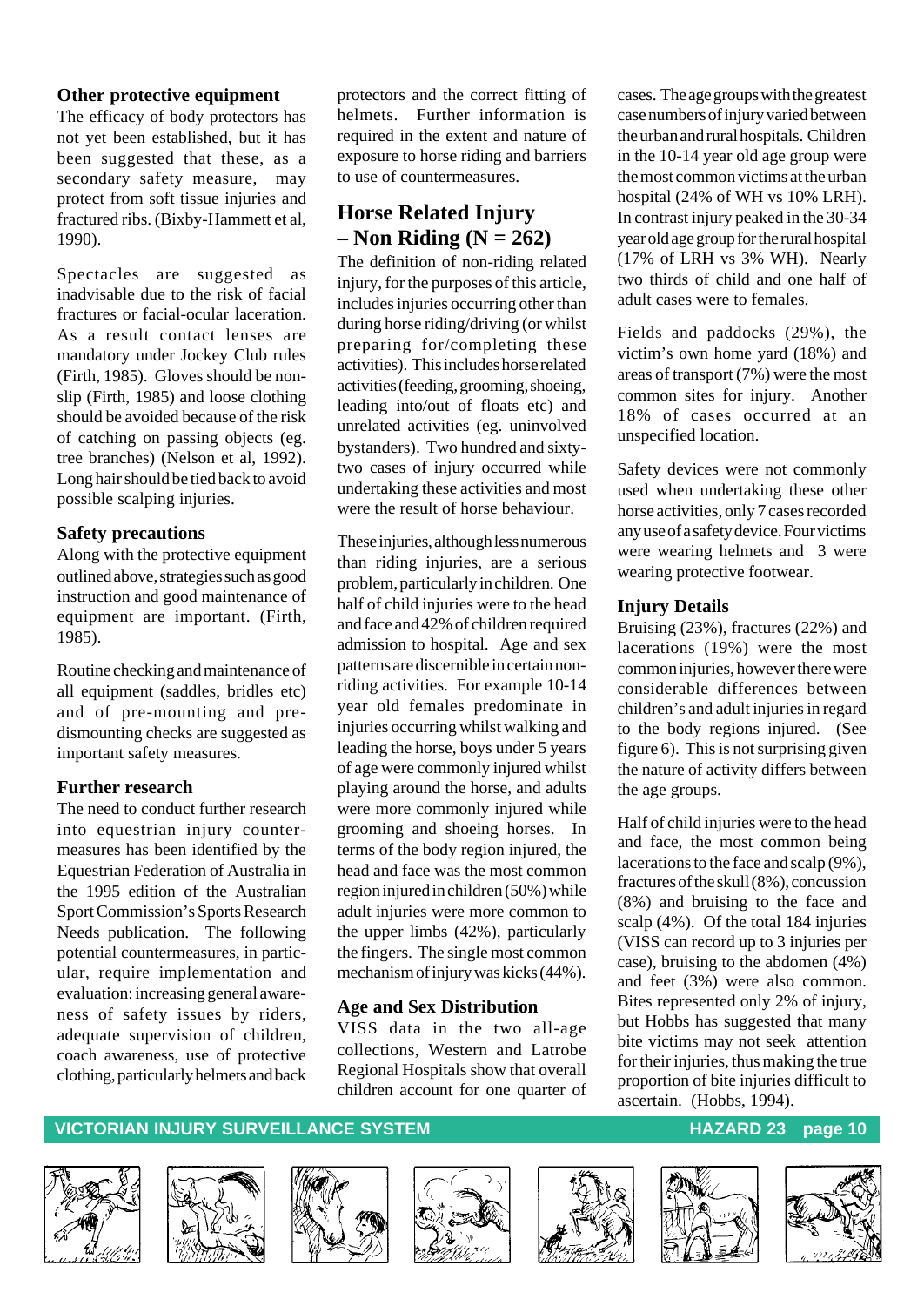### Other protective equipment

The efficacy of body protectors has not yet been established, but it has been suggested that these, as a secondary safety measure, may protect from soft tissue injuries and fractured ribs. (Bixby-Hammett et al, 1990).

Spectacles are suggested as inadvisable due to the risk of facial fractures or facial-ocular laceration. As a result contact lenses are mandatory under Jockey Club rules (Firth, 1985). Gloves should be non-slip (Firth, 1985) and loose clothing should be avoided because of the risk of catching on passing objects (eg. tree branches) (Nelson et al, 1992). Long hair should be tied back to avoid possible scalping injuries.

### Safety precautions

Along with the protective equipment outlined above, strategies such as good instruction and good maintenance of equipment are important. (Firth, 1985).

Routine checking and maintenance of all equipment (saddles, bridles etc) and of pre-mounting and pre-dismounting checks are suggested as important safety measures.

### Further research

The need to conduct further research into equestrian injury counter-measures has been identified by the Equestrian Federation of Australia in the 1995 edition of the Australian Sport Commission's Sports Research Needs publication. The following potential countermeasures, in particular, require implementation and evaluation: increasing general awareness of safety issues by riders, adequate supervision of children, coach awareness, use of protective clothing, particularly helmets and back protectors and the correct fitting of helmets. Further information is required in the extent and nature of exposure to horse riding and barriers to use of countermeasures.

## Horse Related Injury – Non Riding (N = 262)

The definition of non-riding related injury, for the purposes of this article, includes injuries occurring other than during horse riding/driving (or whilst preparing for/completing these activities). This includes horse related activities (feeding, grooming, shoeing, leading into/out of floats etc) and unrelated activities (eg. uninvolved bystanders). Two hundred and sixty-two cases of injury occurred while undertaking these activities and most were the result of horse behaviour.

These injuries, although less numerous than riding injuries, are a serious problem, particularly in children. One half of child injuries were to the head and face and 42% of children required admission to hospital. Age and sex patterns are discernible in certain non-riding activities. For example 10-14 year old females predominate in injuries occurring whilst walking and leading the horse, boys under 5 years of age were commonly injured whilst playing around the horse, and adults were more commonly injured while grooming and shoeing horses. In terms of the body region injured, the head and face was the most common region injured in children (50%) while adult injuries were more common to the upper limbs (42%), particularly the fingers. The single most common mechanism of injury was kicks (44%).

### Age and Sex Distribution

VISS data in the two all-age collections, Western and Latrobe Regional Hospitals show that overall children account for one quarter of cases. The age groups with the greatest case numbers of injury varied between the urban and rural hospitals. Children in the 10-14 year old age group were the most common victims at the urban hospital (24% of WH vs 10% LRH). In contrast injury peaked in the 30-34 year old age group for the rural hospital (17% of LRH vs 3% WH). Nearly two thirds of child and one half of adult cases were to females.

Fields and paddocks (29%), the victim's own home yard (18%) and areas of transport (7%) were the most common sites for injury. Another 18% of cases occurred at an unspecified location.

Safety devices were not commonly used when undertaking these other horse activities, only 7 cases recorded any use of a safety device. Four victims were wearing helmets and 3 were wearing protective footwear.

### Injury Details

Bruising (23%), fractures (22%) and lacerations (19%) were the most common injuries, however there were considerable differences between children's and adult injuries in regard to the body regions injured. (See figure 6). This is not surprising given the nature of activity differs between the age groups.

Half of child injuries were to the head and face, the most common being lacerations to the face and scalp (9%), fractures of the skull (8%), concussion (8%) and bruising to the face and scalp (4%). Of the total 184 injuries (VISS can record up to 3 injuries per case), bruising to the abdomen (4%) and feet (3%) were also common. Bites represented only 2% of injury, but Hobbs has suggested that many bite victims may not seek attention for their injuries, thus making the true proportion of bite injuries difficult to ascertain. (Hobbs, 1994).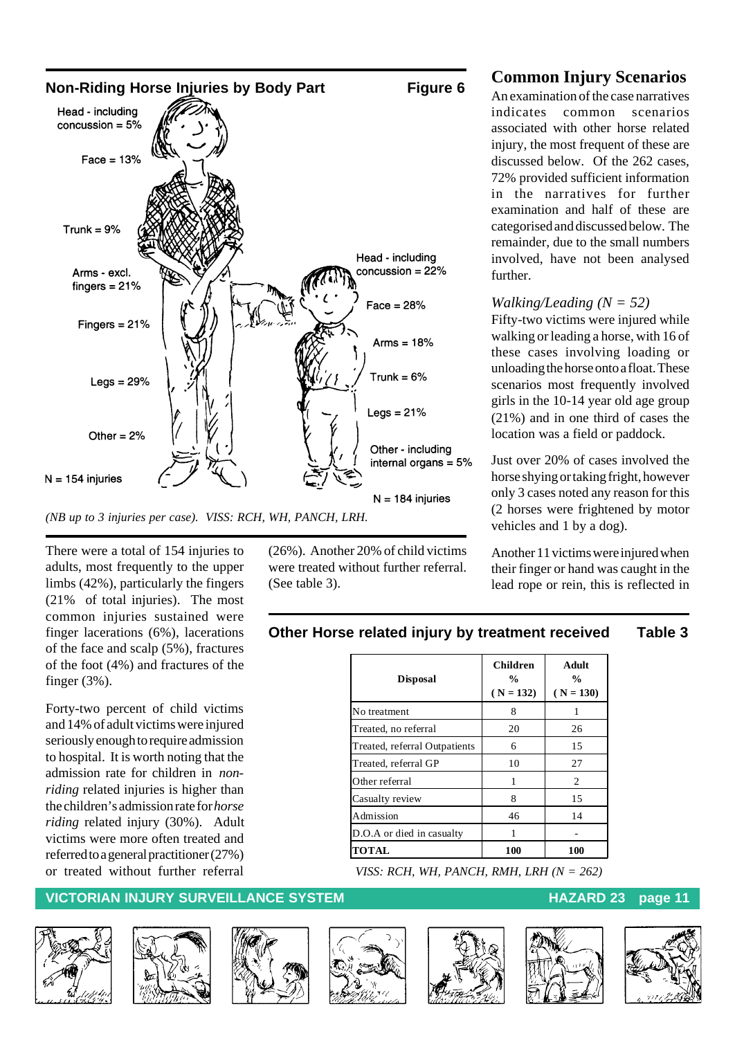## Non-Riding Horse Injuries by Body Part — Figure 6

Head - including concussion = 5%
Face = 13%
Trunk = 9%
Arms - excl. fingers = 21%
Fingers = 21%
Legs = 29%
Other = 2%
N = 154 injuries

Head - including concussion = 22%
Face = 28%
Arms = 18%
Trunk = 6%
Legs = 21%
Other - including internal organs = 5%
N = 184 injuries

*(NB up to 3 injuries per case). VISS: RCH, WH, PANCH, LRH.*

There were a total of 154 injuries to adults, most frequently to the upper limbs (42%), particularly the fingers (21% of total injuries). The most common injuries sustained were finger lacerations (6%), lacerations of the face and scalp (5%), fractures of the foot (4%) and fractures of the finger (3%).

Forty-two percent of child victims and 14% of adult victims were injured seriously enough to require admission to hospital. It is worth noting that the admission rate for children in *non-riding* related injuries is higher than the children's admission rate for *horse riding* related injury (30%). Adult victims were more often treated and referred to a general practitioner (27%) or treated without further referral (26%). Another 20% of child victims were treated without further referral. (See table 3).

## Other Horse related injury by treatment received — Table 3

| Disposal | Children % (N = 132) | Adult % (N = 130) |
|---|---|---|
| No treatment | 8 | 1 |
| Treated, no referral | 20 | 26 |
| Treated, referral Outpatients | 6 | 15 |
| Treated, referral GP | 10 | 27 |
| Other referral | 1 | 2 |
| Casualty review | 8 | 15 |
| Admission | 46 | 14 |
| D.O.A or died in casualty | 1 | - |
| **TOTAL** | **100** | **100** |

*VISS: RCH, WH, PANCH, RMH, LRH (N = 262)*

## Common Injury Scenarios

An examination of the case narratives indicates common scenarios associated with other horse related injury, the most frequent of these are discussed below. Of the 262 cases, 72% provided sufficient information in the narratives for further examination and half of these are categorised and discussed below. The remainder, due to the small numbers involved, have not been analysed further.

*Walking/Leading (N = 52)*

Fifty-two victims were injured while walking or leading a horse, with 16 of these cases involving loading or unloading the horse onto a float. These scenarios most frequently involved girls in the 10-14 year old age group (21%) and in one third of cases the location was a field or paddock.

Just over 20% of cases involved the horse shying or taking fright, however only 3 cases noted any reason for this (2 horses were frightened by motor vehicles and 1 by a dog).

Another 11 victims were injured when their finger or hand was caught in the lead rope or rein, this is reflected in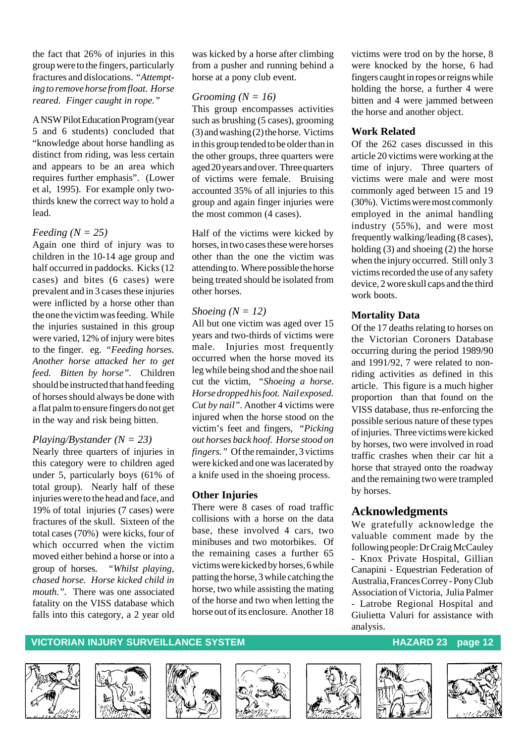the fact that 26% of injuries in this group were to the fingers, particularly fractures and dislocations. *"Attempting to remove horse from float. Horse reared. Finger caught in rope."*

A NSW Pilot Education Program (year 5 and 6 students) concluded that "knowledge about horse handling as distinct from riding, was less certain and appears to be an area which requires further emphasis". (Lower et al, 1995). For example only two-thirds knew the correct way to hold a lead.

*Feeding (N = 25)*

Again one third of injury was to children in the 10-14 age group and half occurred in paddocks. Kicks (12 cases) and bites (6 cases) were prevalent and in 3 cases these injuries were inflicted by a horse other than the one the victim was feeding. While the injuries sustained in this group were varied, 12% of injury were bites to the finger. eg. *"Feeding horses. Another horse attacked her to get feed. Bitten by horse".* Children should be instructed that hand feeding of horses should always be done with a flat palm to ensure fingers do not get in the way and risk being bitten.

*Playing/Bystander (N = 23)*

Nearly three quarters of injuries in this category were to children aged under 5, particularly boys (61% of total group). Nearly half of these injuries were to the head and face, and 19% of total injuries (7 cases) were fractures of the skull. Sixteen of the total cases (70%) were kicks, four of which occurred when the victim moved either behind a horse or into a group of horses. *"Whilst playing, chased horse. Horse kicked child in mouth.".* There was one associated fatality on the VISS database which falls into this category, a 2 year old was kicked by a horse after climbing from a pusher and running behind a horse at a pony club event.

*Grooming (N = 16)*

This group encompasses activities such as brushing (5 cases), grooming (3) and washing (2) the horse. Victims in this group tended to be older than in the other groups, three quarters were aged 20 years and over. Three quarters of victims were female. Bruising accounted 35% of all injuries to this group and again finger injuries were the most common (4 cases).

Half of the victims were kicked by horses, in two cases these were horses other than the one the victim was attending to. Where possible the horse being treated should be isolated from other horses.

*Shoeing (N = 12)*

All but one victim was aged over 15 years and two-thirds of victims were male. Injuries most frequently occurred when the horse moved its leg while being shod and the shoe nail cut the victim, *"Shoeing a horse. Horse dropped his foot. Nail exposed. Cut by nail".* Another 4 victims were injured when the horse stood on the victim's feet and fingers, *"Picking out horses back hoof. Horse stood on fingers."* Of the remainder, 3 victims were kicked and one was lacerated by a knife used in the shoeing process.

**Other Injuries**

There were 8 cases of road traffic collisions with a horse on the data base, these involved 4 cars, two minibuses and two motorbikes. Of the remaining cases a further 65 victims were kicked by horses, 6 while patting the horse, 3 while catching the horse, two while assisting the mating of the horse and two when letting the horse out of its enclosure. Another 18 victims were trod on by the horse, 8 were knocked by the horse, 6 had fingers caught in ropes or reigns while holding the horse, a further 4 were bitten and 4 were jammed between the horse and another object.

**Work Related**

Of the 262 cases discussed in this article 20 victims were working at the time of injury. Three quarters of victims were male and were most commonly aged between 15 and 19 (30%). Victims were most commonly employed in the animal handling industry (55%), and were most frequently walking/leading (8 cases), holding (3) and shoeing (2) the horse when the injury occurred. Still only 3 victims recorded the use of any safety device, 2 wore skull caps and the third work boots.

**Mortality Data**

Of the 17 deaths relating to horses on the Victorian Coroners Database occurring during the period 1989/90 and 1991/92, 7 were related to non-riding activities as defined in this article. This figure is a much higher proportion than that found on the VISS database, thus re-enforcing the possible serious nature of these types of injuries. Three victims were kicked by horses, two were involved in road traffic crashes when their car hit a horse that strayed onto the roadway and the remaining two were trampled by horses.

## Acknowledgments

We gratefully acknowledge the valuable comment made by the following people: Dr Craig McCauley - Knox Private Hospital, Gillian Canapini - Equestrian Federation of Australia, Frances Correy - Pony Club Association of Victoria, Julia Palmer - Latrobe Regional Hospital and Giulietta Valuri for assistance with analysis.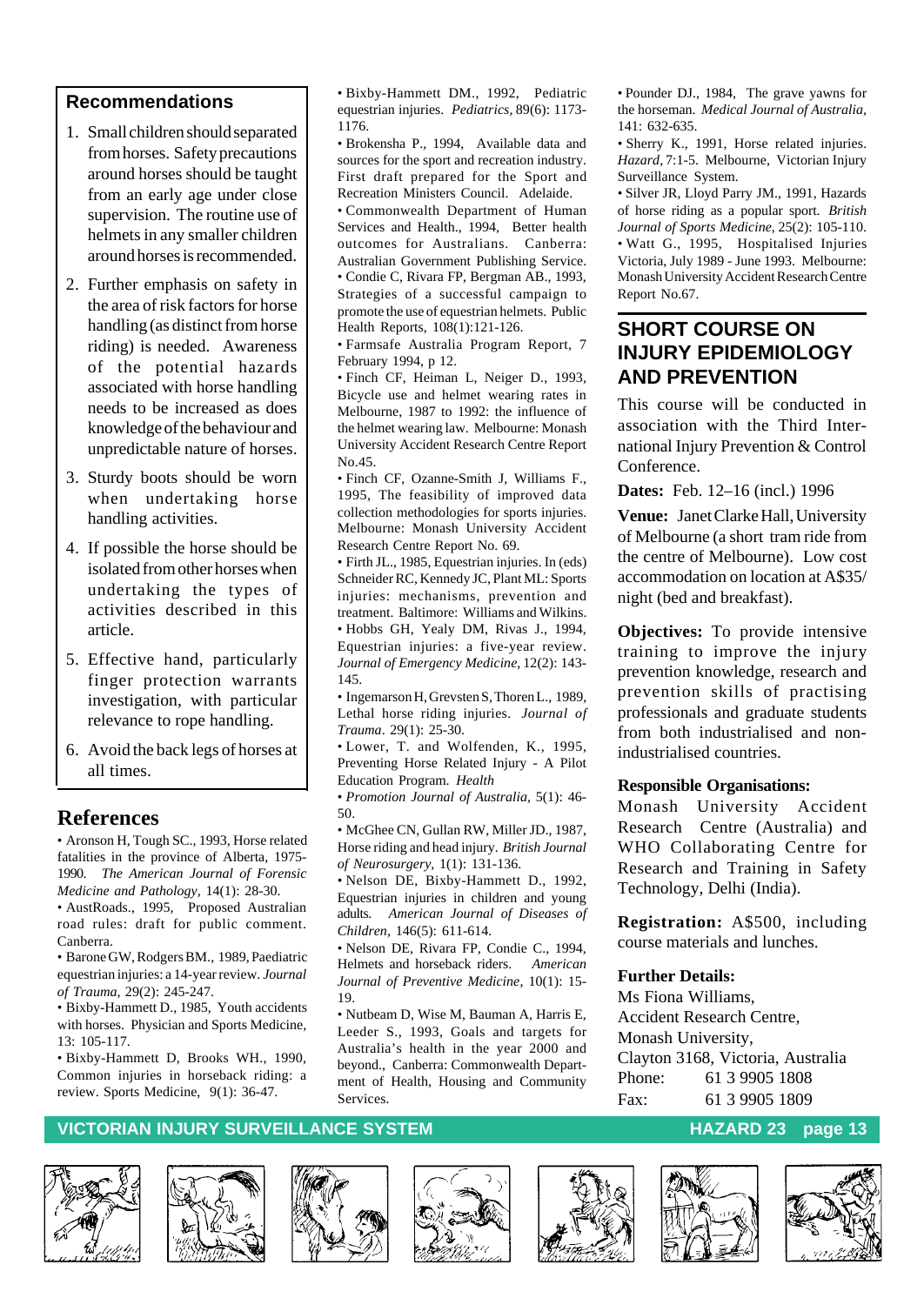## Recommendations

1. Small children should separated from horses. Safety precautions around horses should be taught from an early age under close supervision. The routine use of helmets in any smaller children around horses is recommended.
2. Further emphasis on safety in the area of risk factors for horse handling (as distinct from horse riding) is needed. Awareness of the potential hazards associated with horse handling needs to be increased as does knowledge of the behaviour and unpredictable nature of horses.
3. Sturdy boots should be worn when undertaking horse handling activities.
4. If possible the horse should be isolated from other horses when undertaking the types of activities described in this article.
5. Effective hand, particularly finger protection warrants investigation, with particular relevance to rope handling.
6. Avoid the back legs of horses at all times.

## References

- Aronson H, Tough SC., 1993, Horse related fatalities in the province of Alberta, 1975-1990. *The American Journal of Forensic Medicine and Pathology,* 14(1): 28-30.
- AustRoads., 1995, Proposed Australian road rules: draft for public comment. Canberra.
- Barone GW, Rodgers BM., 1989, Paediatric equestrian injuries: a 14-year review. *Journal of Trauma,* 29(2): 245-247.
- Bixby-Hammett D., 1985, Youth accidents with horses. Physician and Sports Medicine, 13: 105-117.
- Bixby-Hammett D, Brooks WH., 1990, Common injuries in horseback riding: a review. Sports Medicine, 9(1): 36-47.
- Bixby-Hammett DM., 1992, Pediatric equestrian injuries. *Pediatrics,* 89(6): 1173-1176.
- Brokensha P., 1994, Available data and sources for the sport and recreation industry. First draft prepared for the Sport and Recreation Ministers Council. Adelaide.
- Commonwealth Department of Human Services and Health., 1994, Better health outcomes for Australians. Canberra: Australian Government Publishing Service.
- Condie C, Rivara FP, Bergman AB., 1993, Strategies of a successful campaign to promote the use of equestrian helmets. Public Health Reports, 108(1):121-126.
- Farmsafe Australia Program Report, 7 February 1994, p 12.
- Finch CF, Heiman L, Neiger D., 1993, Bicycle use and helmet wearing rates in Melbourne, 1987 to 1992: the influence of the helmet wearing law. Melbourne: Monash University Accident Research Centre Report No.45.
- Finch CF, Ozanne-Smith J, Williams F., 1995, The feasibility of improved data collection methodologies for sports injuries. Melbourne: Monash University Accident Research Centre Report No. 69.
- Firth JL., 1985, Equestrian injuries. In (eds) Schneider RC, Kennedy JC, Plant ML: Sports injuries: mechanisms, prevention and treatment. Baltimore: Williams and Wilkins.
- Hobbs GH, Yealy DM, Rivas J., 1994, Equestrian injuries: a five-year review. *Journal of Emergency Medicine,* 12(2): 143-145.
- Ingemarson H, Grevsten S, Thoren L., 1989, Lethal horse riding injuries. *Journal of Trauma.* 29(1): 25-30.
- Lower, T. and Wolfenden, K., 1995, Preventing Horse Related Injury - A Pilot Education Program. *Health Promotion Journal of Australia,* 5(1): 46-50.
- McGhee CN, Gullan RW, Miller JD., 1987, Horse riding and head injury. *British Journal of Neurosurgery,* 1(1): 131-136.
- Nelson DE, Bixby-Hammett D., 1992, Equestrian injuries in children and young adults. *American Journal of Diseases of Children,* 146(5): 611-614.
- Nelson DE, Rivara FP, Condie C., 1994, Helmets and horseback riders. *American Journal of Preventive Medicine,* 10(1): 15-19.
- Nutbeam D, Wise M, Bauman A, Harris E, Leeder S., 1993, Goals and targets for Australia's health in the year 2000 and beyond., Canberra: Commonwealth Department of Health, Housing and Community Services.
- Pounder DJ., 1984, The grave yawns for the horseman. *Medical Journal of Australia,* 141: 632-635.
- Sherry K., 1991, Horse related injuries. *Hazard,* 7:1-5. Melbourne, Victorian Injury Surveillance System.
- Silver JR, Lloyd Parry JM., 1991, Hazards of horse riding as a popular sport. *British Journal of Sports Medicine,* 25(2): 105-110.
- Watt G., 1995, Hospitalised Injuries Victoria, July 1989 - June 1993. Melbourne: Monash University Accident Research Centre Report No.67.

## SHORT COURSE ON INJURY EPIDEMIOLOGY AND PREVENTION

This course will be conducted in association with the Third International Injury Prevention & Control Conference.

**Dates:** Feb. 12–16 (incl.) 1996

**Venue:** Janet Clarke Hall, University of Melbourne (a short tram ride from the centre of Melbourne). Low cost accommodation on location at A$35/night (bed and breakfast).

**Objectives:** To provide intensive training to improve the injury prevention knowledge, research and prevention skills of practising professionals and graduate students from both industrialised and non-industrialised countries.

**Responsible Organisations:**
Monash University Accident Research Centre (Australia) and WHO Collaborating Centre for Research and Training in Safety Technology, Delhi (India).

**Registration:** A$500, including course materials and lunches.

**Further Details:**
Ms Fiona Williams,
Accident Research Centre,
Monash University,
Clayton 3168, Victoria, Australia
Phone: 61 3 9905 1808
Fax: 61 3 9905 1809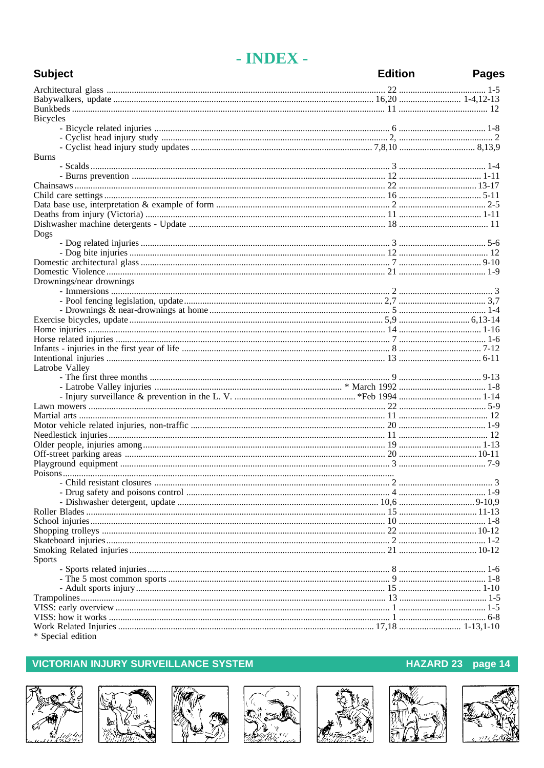# - INDEX -

| Subject | Edition | Pages |
|---|---|---|
| Architectural glass | 22 | 1-5 |
| Babywalkers, update | 16,20 | 1-4,12-13 |
| Bunkbeds | 11 | 12 |
| Bicycles | | |
| - Bicycle related injuries | 6 | 1-8 |
| - Cyclist head injury study | 2, | 2 |
| - Cyclist head injury study updates | 7,8,10 | 8,13,9 |
| Burns | | |
| - Scalds | 3 | 1-4 |
| - Burns prevention | 12 | 1-11 |
| Chainsaws | 22 | 13-17 |
| Child care settings | 16 | 5-11 |
| Data base use, interpretation & example of form | 2 | 2-5 |
| Deaths from injury (Victoria) | 11 | 1-11 |
| Dishwasher machine detergents - Update | 18 | 11 |
| Dogs | | |
| - Dog related injuries | 3 | 5-6 |
| - Dog bite injuries | 12 | 12 |
| Domestic architectural glass | 7 | 9-10 |
| Domestic Violence | 21 | 1-9 |
| Drownings/near drownings | | |
| - Immersions | 2 | 3 |
| - Pool fencing legislation, update | 2,7 | 3,7 |
| - Drownings & near-drownings at home | 5 | 1-4 |
| Exercise bicycles, update | 5,9 | 6,13-14 |
| Home injuries | 14 | 1-16 |
| Horse related injuries | 7 | 1-6 |
| Infants - injuries in the first year of life | 8 | 7-12 |
| Intentional injuries | 13 | 6-11 |
| Latrobe Valley | | |
| - The first three months | 9 | 9-13 |
| - Latrobe Valley injuries | * March 1992 | 1-8 |
| - Injury surveillance & prevention in the L. V. | *Feb 1994 | 1-14 |
| Lawn mowers | 22 | 5-9 |
| Martial arts | 11 | 12 |
| Motor vehicle related injuries, non-traffic | 20 | 1-9 |
| Needlestick injuries | 11 | 12 |
| Older people, injuries among | 19 | 1-13 |
| Off-street parking areas | 20 | 10-11 |
| Playground equipment | 3 | 7-9 |
| Poisons | | |
| - Child resistant closures | 2 | 3 |
| - Drug safety and poisons control | 4 | 1-9 |
| - Dishwasher detergent, update | 10,6 | 9-10,9 |
| Roller Blades | 15 | 11-13 |
| School injuries | 10 | 1-8 |
| Shopping trolleys | 22 | 10-12 |
| Skateboard injuries | 2 | 1-2 |
| Smoking Related injuries | 21 | 10-12 |
| Sports | | |
| - Sports related injuries | 8 | 1-6 |
| - The 5 most common sports | 9 | 1-8 |
| - Adult sports injury | 15 | 1-10 |
| Trampolines | 13 | 1-5 |
| VISS: early overview | 1 | 1-5 |
| VISS: how it works | 1 | 6-8 |
| Work Related Injuries | 17,18 | 1-13,1-10 |

* Special edition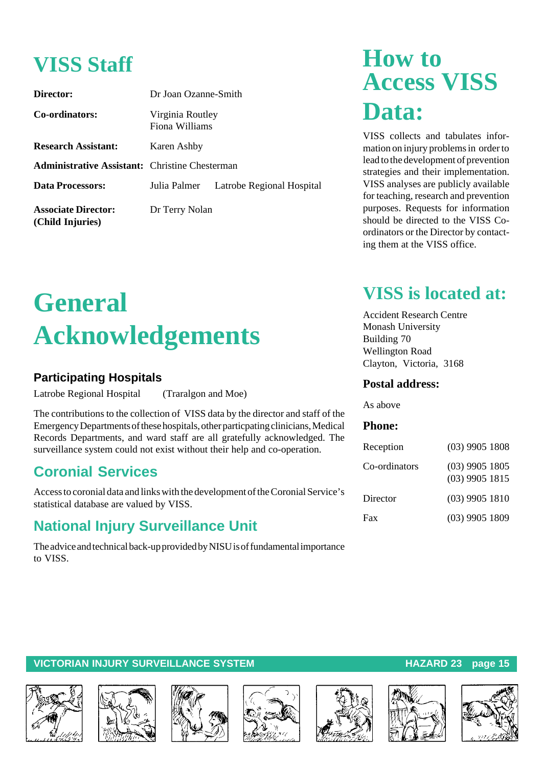# VISS Staff

| | |
|---|---|
| **Director:** | Dr Joan Ozanne-Smith |
| **Co-ordinators:** | Virginia Routley<br>Fiona Williams |
| **Research Assistant:** | Karen Ashby |
| **Administrative Assistant:** | Christine Chesterman |
| **Data Processors:** | Julia Palmer    Latrobe Regional Hospital |
| **Associate Director: (Child Injuries)** | Dr Terry Nolan |

# General Acknowledgements

### Participating Hospitals

Latrobe Regional Hospital (Traralgon and Moe)

The contributions to the collection of VISS data by the director and staff of the Emergency Departments of these hospitals, other particpating clinicians, Medical Records Departments, and ward staff are all gratefully acknowledged. The surveillance system could not exist without their help and co-operation.

## Coronial Services

Access to coronial data and links with the development of the Coronial Service's statistical database are valued by VISS.

## National Injury Surveillance Unit

The advice and technical back-up provided by NISU is of fundamental importance to VISS.

# How to Access VISS Data:

VISS collects and tabulates information on injury problems in order to lead to the development of prevention strategies and their implementation. VISS analyses are publicly available for teaching, research and prevention purposes. Requests for information should be directed to the VISS Co-ordinators or the Director by contacting them at the VISS office.

## VISS is located at:

Accident Research Centre
Monash University
Building 70
Wellington Road
Clayton, Victoria, 3168

### Postal address:

As above

### Phone:

| | |
|---|---|
| Reception | (03) 9905 1808 |
| Co-ordinators | (03) 9905 1805<br>(03) 9905 1815 |
| Director | (03) 9905 1810 |
| Fax | (03) 9905 1809 |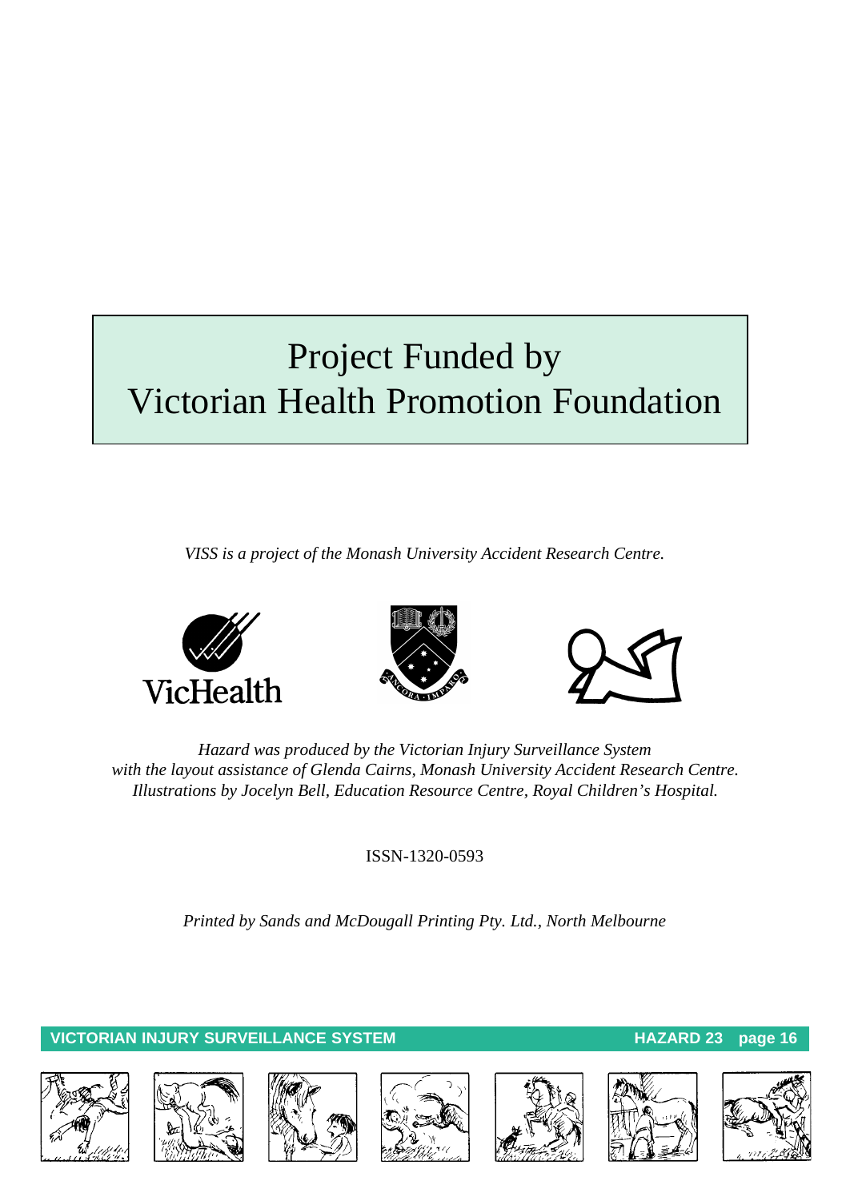# Project Funded by Victorian Health Promotion Foundation

*VISS is a project of the Monash University Accident Research Centre.*

*Hazard was produced by the Victorian Injury Surveillance System with the layout assistance of Glenda Cairns, Monash University Accident Research Centre. Illustrations by Jocelyn Bell, Education Resource Centre, Royal Children's Hospital.*

ISSN-1320-0593

*Printed by Sands and McDougall Printing Pty. Ltd., North Melbourne*